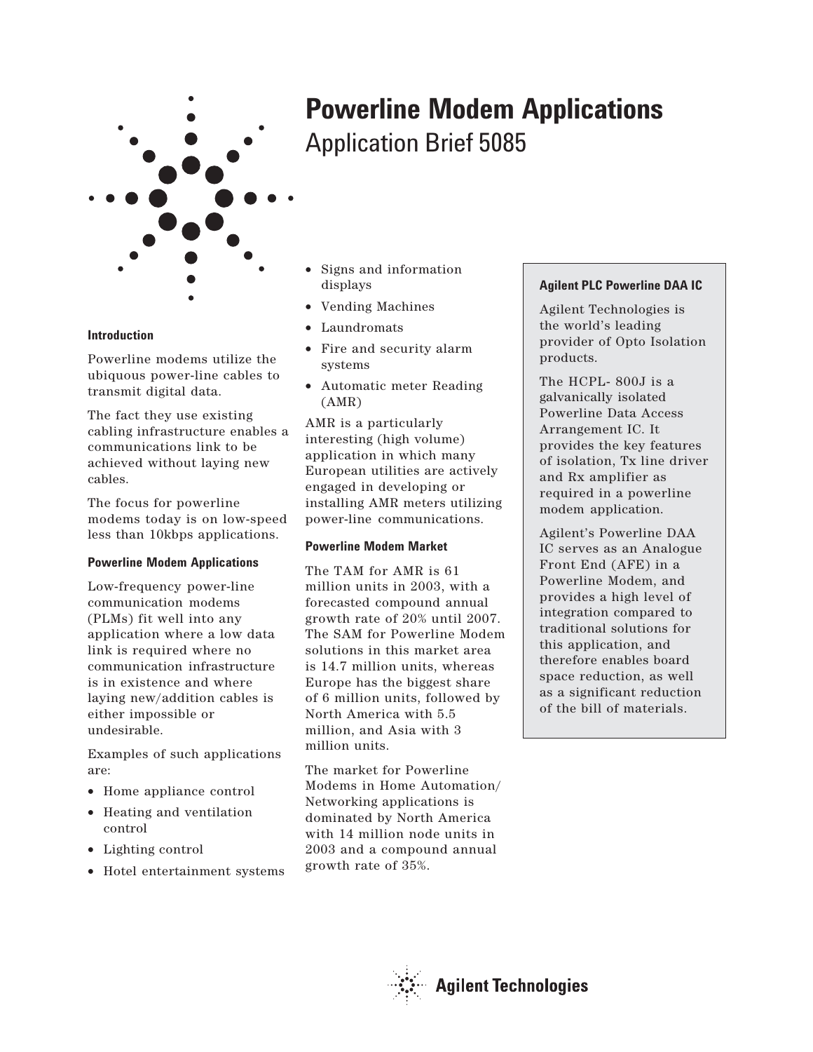# Powerline Modem Applications

## Application Brief 5085

### Introduction

Powerline modems utilize the ubiquous power-line cables to transmit digital data.

The fact they use existing cabling infrastructure enables a communications link to be achieved without laying new cables.

The focus for powerline modems today is on low-speed less than 10kbps applications.

### Powerline Modem Applications

Low-frequency power-line communication modems (PLMs) fit well into any application where a low data link is required where no communication infrastructure is in existence and where laying new/addition cables is either impossible or undesirable.

Examples of such applications are:

- Home appliance control
- Heating and ventilation control
- Lighting control
- Hotel entertainment systems
- Signs and information displays
- Vending Machines
- Laundromats
- Fire and security alarm systems
- Automatic meter Reading (AMR)

AMR is a particularly interesting (high volume) application in which many European utilities are actively engaged in developing or installing AMR meters utilizing power-line communications.

### Powerline Modem Market

The TAM for AMR is 61 million units in 2003, with a forecasted compound annual growth rate of 20% until 2007. The SAM for Powerline Modem solutions in this market area is 14.7 million units, whereas Europe has the biggest share of 6 million units, followed by North America with 5.5 million, and Asia with 3 million units.

The market for Powerline Modems in Home Automation/ Networking applications is dominated by North America with 14 million node units in 2003 and a compound annual growth rate of 35%.

### Agilent PLC Powerline DAA IC

Agilent Technologies is the world's leading provider of Opto Isolation products.

The HCPL- 800J is a galvanically isolated Powerline Data Access Arrangement IC. It provides the key features of isolation, Tx line driver and Rx amplifier as required in a powerline modem application.

Agilent's Powerline DAA IC serves as an Analogue Front End (AFE) in a Powerline Modem, and provides a high level of integration compared to traditional solutions for this application, and therefore enables board space reduction, as well as a significant reduction of the bill of materials.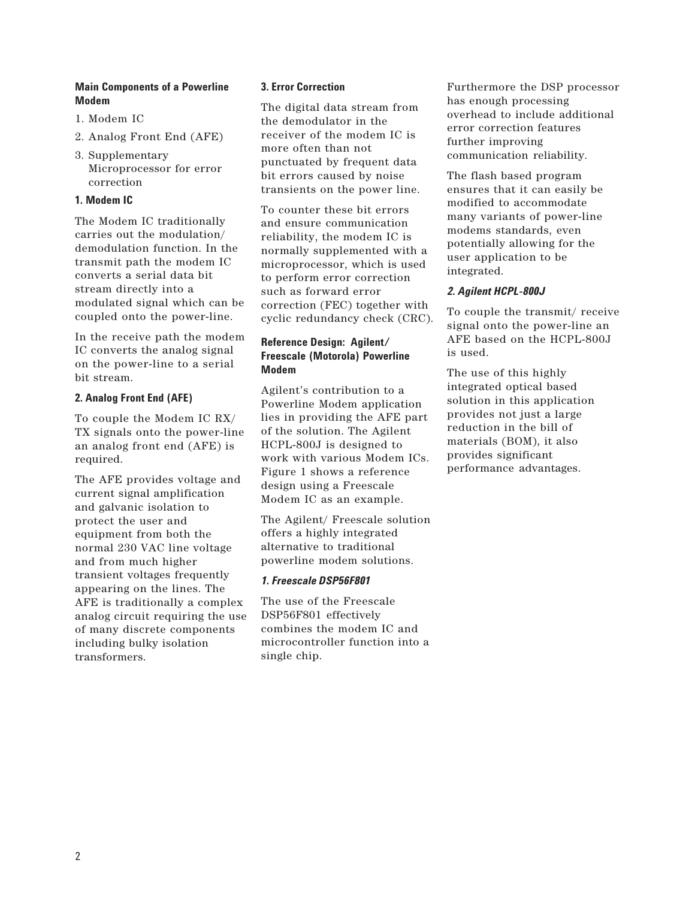**Main Components of a Powerline Modem**

1. Modem IC
2. Analog Front End (AFE)
3. Supplementary Microprocessor for error correction

**1. Modem IC**

The Modem IC traditionally carries out the modulation/ demodulation function. In the transmit path the modem IC converts a serial data bit stream directly into a modulated signal which can be coupled onto the power-line.

In the receive path the modem IC converts the analog signal on the power-line to a serial bit stream.

**2. Analog Front End (AFE)**

To couple the Modem IC RX/ TX signals onto the power-line an analog front end (AFE) is required.

The AFE provides voltage and current signal amplification and galvanic isolation to protect the user and equipment from both the normal 230 VAC line voltage and from much higher transient voltages frequently appearing on the lines. The AFE is traditionally a complex analog circuit requiring the use of many discrete components including bulky isolation transformers.

**3. Error Correction**

The digital data stream from the demodulator in the receiver of the modem IC is more often than not punctuated by frequent data bit errors caused by noise transients on the power line.

To counter these bit errors and ensure communication reliability, the modem IC is normally supplemented with a microprocessor, which is used to perform error correction such as forward error correction (FEC) together with cyclic redundancy check (CRC).

**Reference Design: Agilent/ Freescale (Motorola) Powerline Modem**

Agilent's contribution to a Powerline Modem application lies in providing the AFE part of the solution. The Agilent HCPL-800J is designed to work with various Modem ICs. Figure 1 shows a reference design using a Freescale Modem IC as an example.

The Agilent/ Freescale solution offers a highly integrated alternative to traditional powerline modem solutions.

***1. Freescale DSP56F801***

The use of the Freescale DSP56F801 effectively combines the modem IC and microcontroller function into a single chip.

Furthermore the DSP processor has enough processing overhead to include additional error correction features further improving communication reliability.

The flash based program ensures that it can easily be modified to accommodate many variants of power-line modems standards, even potentially allowing for the user application to be integrated.

***2. Agilent HCPL-800J***

To couple the transmit/ receive signal onto the power-line an AFE based on the HCPL-800J is used.

The use of this highly integrated optical based solution in this application provides not just a large reduction in the bill of materials (BOM), it also provides significant performance advantages.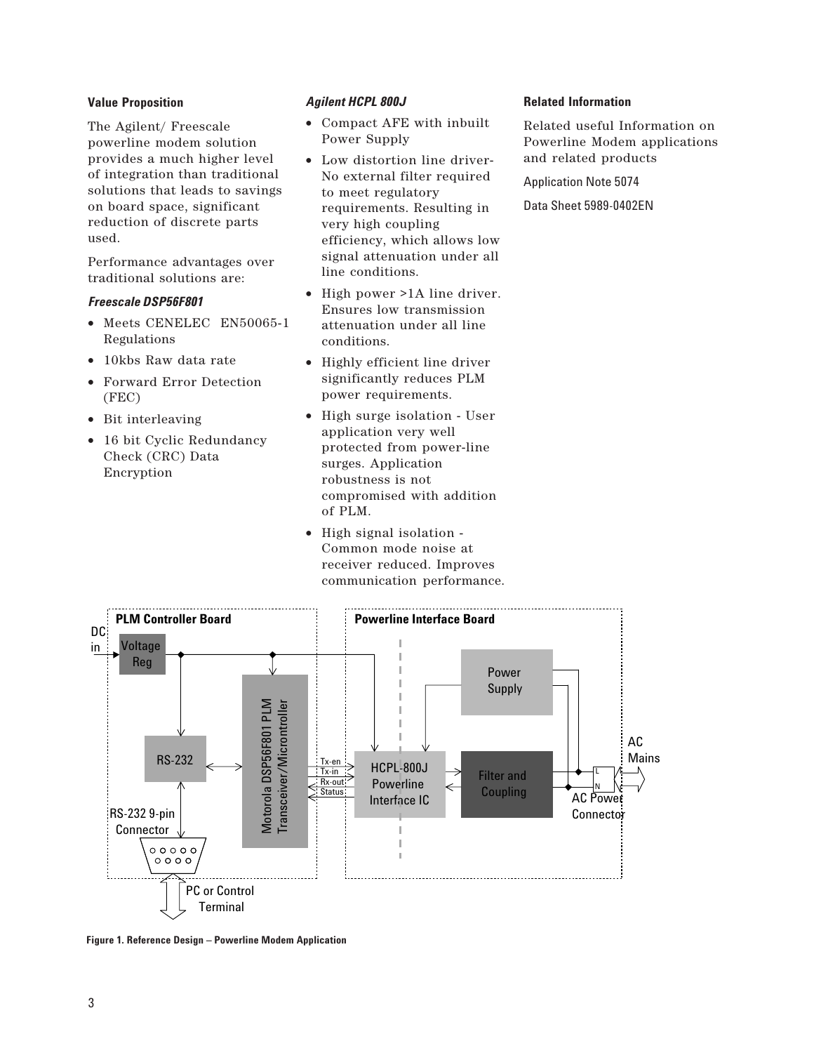**Value Proposition**

The Agilent/ Freescale powerline modem solution provides a much higher level of integration than traditional solutions that leads to savings on board space, significant reduction of discrete parts used.

Performance advantages over traditional solutions are:

***Freescale DSP56F801***

- Meets CENELEC EN50065-1 Regulations
- 10kbs Raw data rate
- Forward Error Detection (FEC)
- Bit interleaving
- 16 bit Cyclic Redundancy Check (CRC) Data Encryption

***Agilent HCPL 800J***

- Compact AFE with inbuilt Power Supply
- Low distortion line driver- No external filter required to meet regulatory requirements. Resulting in very high coupling efficiency, which allows low signal attenuation under all line conditions.
- High power >1A line driver. Ensures low transmission attenuation under all line conditions.
- Highly efficient line driver significantly reduces PLM power requirements.
- High surge isolation - User application very well protected from power-line surges. Application robustness is not compromised with addition of PLM.
- High signal isolation - Common mode noise at receiver reduced. Improves communication performance.

**Related Information**

Related useful Information on Powerline Modem applications and related products

Application Note 5074

Data Sheet 5989-0402EN

**Figure 1. Reference Design – Powerline Modem Application**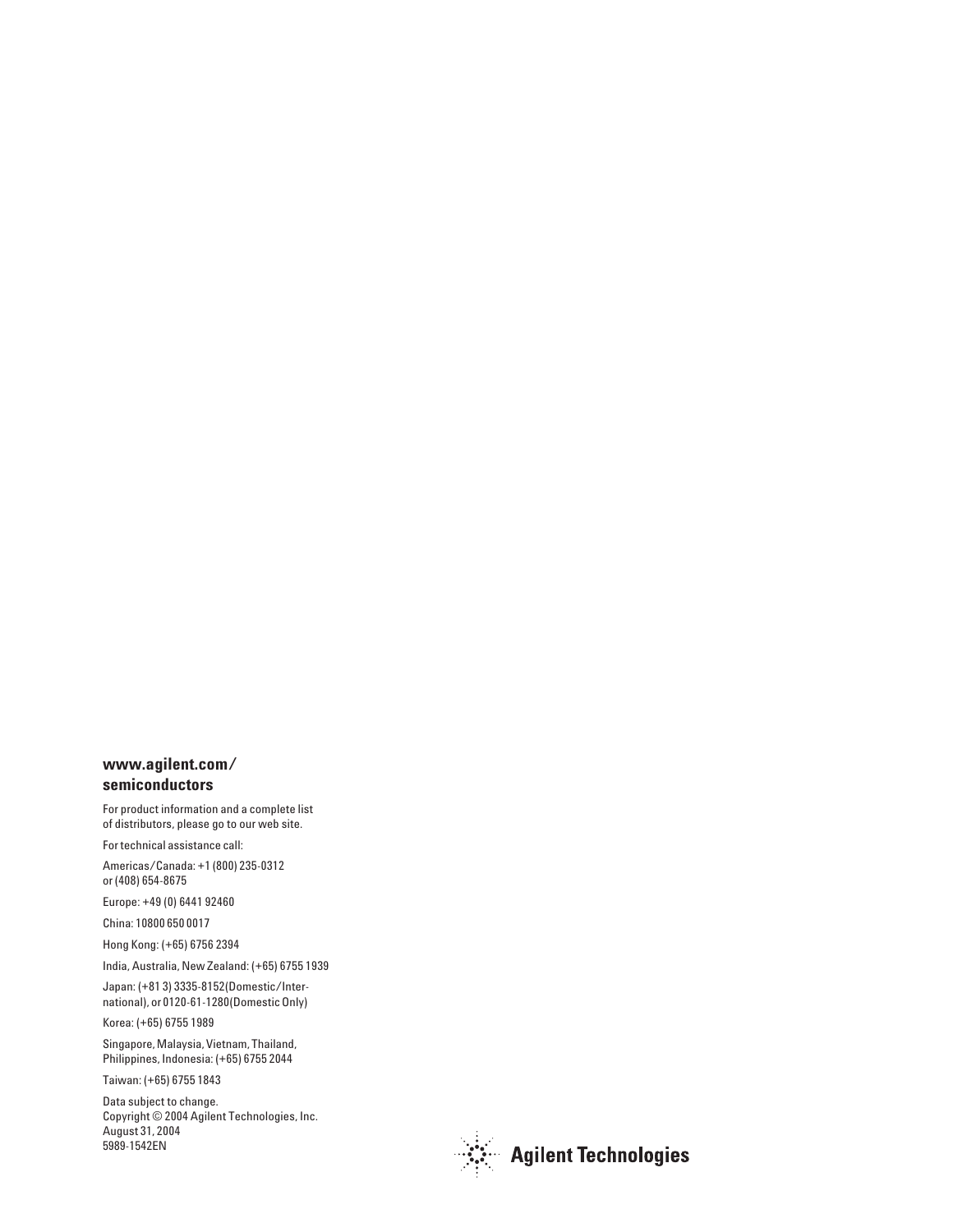**www.agilent.com/**
**semiconductors**

For product information and a complete list of distributors, please go to our web site.

For technical assistance call:

Americas/Canada: +1 (800) 235-0312 or (408) 654-8675

Europe: +49 (0) 6441 92460

China: 10800 650 0017

Hong Kong: (+65) 6756 2394

India, Australia, New Zealand: (+65) 6755 1939

Japan: (+81 3) 3335-8152(Domestic/International), or 0120-61-1280(Domestic Only)

Korea: (+65) 6755 1989

Singapore, Malaysia, Vietnam, Thailand, Philippines, Indonesia: (+65) 6755 2044

Taiwan: (+65) 6755 1843

Data subject to change.
Copyright © 2004 Agilent Technologies, Inc.
August 31, 2004
5989-1542EN

Agilent Technologies